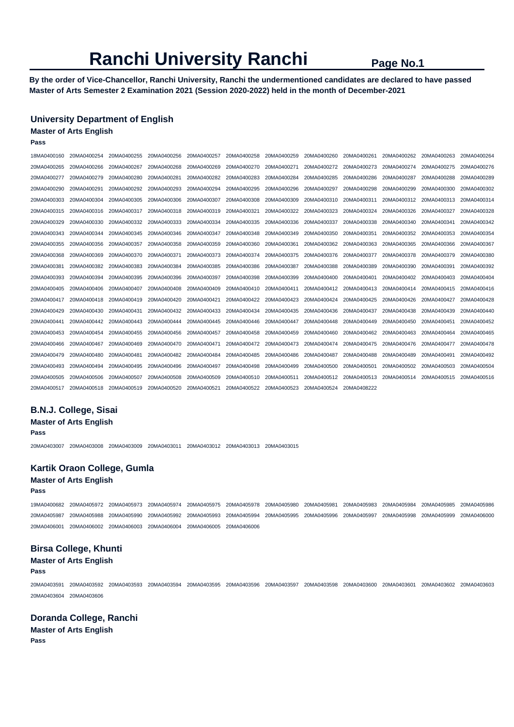# Ranchi University Ranchi

**By the order of Vice-Chancellor, Ranchi University, Ranchi the undermentioned candidates are declared to have passed Master of Arts Semester 2 Examination 2021 (Session 2020-2022) held in the month of December-2021**

## University Department of English

### Master of Arts English

**Pass**

18MA0400160 20MA0400254 20MA0400255 20MA0400256 20MA0400257 20MA0400258 20MA0400259 20MA0400260 20MA0400261 20MA0400262 20MA0400263 20MA0400264 20MA0400265 20MA0400266 20MA0400267 20MA0400268 20MA0400269 20MA0400270 20MA0400271 20MA0400272 20MA0400273 20MA0400274 20MA0400275 20MA0400276 20MA0400277 20MA0400279 20MA0400280 20MA0400281 20MA0400282 20MA0400283 20MA0400284 20MA0400285 20MA0400286 20MA0400287 20MA0400288 20MA0400289 20MA0400290 20MA0400291 20MA0400292 20MA0400293 20MA0400294 20MA0400295 20MA0400296 20MA0400297 20MA0400298 20MA0400299 20MA0400300 20MA0400302 20MA0400303 20MA0400304 20MA0400305 20MA0400306 20MA0400307 20MA0400308 20MA0400309 20MA0400310 20MA0400311 20MA0400312 20MA0400313 20MA0400314 20MA0400315 20MA0400316 20MA0400317 20MA0400318 20MA0400319 20MA0400321 20MA0400322 20MA0400323 20MA0400324 20MA0400326 20MA0400327 20MA0400328 20MA0400329 20MA0400330 20MA0400332 20MA0400333 20MA0400334 20MA0400335 20MA0400336 20MA0400337 20MA0400338 20MA0400340 20MA0400341 20MA0400342 20MA0400343 20MA0400344 20MA0400345 20MA0400346 20MA0400347 20MA0400348 20MA0400349 20MA0400350 20MA0400351 20MA0400352 20MA0400353 20MA0400354 20MA0400355 20MA0400356 20MA0400357 20MA0400358 20MA0400359 20MA0400360 20MA0400361 20MA0400362 20MA0400363 20MA0400365 20MA0400366 20MA0400367 20MA0400368 20MA0400369 20MA0400370 20MA0400371 20MA0400373 20MA0400374 20MA0400375 20MA0400376 20MA0400377 20MA0400378 20MA0400379 20MA0400380 20MA0400381 20MA0400382 20MA0400383 20MA0400384 20MA0400385 20MA0400386 20MA0400387 20MA0400388 20MA0400389 20MA0400390 20MA0400391 20MA0400392 20MA0400393 20MA0400394 20MA0400395 20MA0400396 20MA0400397 20MA0400398 20MA0400399 20MA0400400 20MA0400401 20MA0400402 20MA0400403 20MA0400404 20MA0400405 20MA0400406 20MA0400407 20MA0400408 20MA0400409 20MA0400410 20MA0400411 20MA0400412 20MA0400413 20MA0400414 20MA0400415 20MA0400416 20MA0400417 20MA0400418 20MA0400419 20MA0400420 20MA0400421 20MA0400422 20MA0400423 20MA0400424 20MA0400425 20MA0400426 20MA0400427 20MA0400428 20MA0400429 20MA0400430 20MA0400431 20MA0400432 20MA0400433 20MA0400434 20MA0400435 20MA0400436 20MA0400437 20MA0400438 20MA0400439 20MA0400440 20MA0400441 20MA0400442 20MA0400443 20MA0400444 20MA0400445 20MA0400446 20MA0400447 20MA0400448 20MA0400449 20MA0400450 20MA0400451 20MA0400452 20MA0400453 20MA0400454 20MA0400455 20MA0400456 20MA0400457 20MA0400458 20MA0400459 20MA0400460 20MA0400462 20MA0400463 20MA0400464 20MA0400465 20MA0400466 20MA0400467 20MA0400469 20MA0400470 20MA0400471 20MA0400472 20MA0400473 20MA0400474 20MA0400475 20MA0400476 20MA0400477 20MA0400478 20MA0400479 20MA0400480 20MA0400481 20MA0400482 20MA0400484 20MA0400485 20MA0400486 20MA0400487 20MA0400488 20MA0400489 20MA0400491 20MA0400492 20MA0400493 20MA0400494 20MA0400495 20MA0400496 20MA0400497 20MA0400498 20MA0400499 20MA0400500 20MA0400501 20MA0400502 20MA0400503 20MA0400504 20MA0400505 20MA0400506 20MA0400507 20MA0400508 20MA0400509 20MA0400510 20MA0400511 20MA0400512 20MA0400513 20MA0400514 20MA0400515 20MA0400516 20MA0400517 20MA0400518 20MA0400519 20MA0400520 20MA0400521 20MA0400522 20MA0400523 20MA0400524 20MA0408222

## B.N.J. College, Sisai

### Master of Arts English

**Pass**

20MA0403007 20MA0403008 20MA0403009 20MA0403011 20MA0403012 20MA0403013 20MA0403015

## Kartik Oraon College, Gumla

### Master of Arts English

**Pass**

19MA0400682 20MA0405972 20MA0405973 20MA0405974 20MA0405975 20MA0405978 20MA0405980 20MA0405981 20MA0405983 20MA0405984 20MA0405985 20MA0405986 20MA0405987 20MA0405988 20MA0405990 20MA0405992 20MA0405993 20MA0405994 20MA0405995 20MA0405996 20MA0405997 20MA0405998 20MA0405999 20MA0406000 20MA0406001 20MA0406002 20MA0406003 20MA0406004 20MA0406005 20MA0406006

## Birsa College, Khunti

### Master of Arts English

**Pass**

20MA0403591 20MA0403592 20MA0403593 20MA0403594 20MA0403595 20MA0403596 20MA0403597 20MA0403598 20MA0403600 20MA0403601 20MA0403602 20MA0403603 20MA0403604 20MA0403606

## Doranda College, Ranchi

### Master of Arts English

**Pass**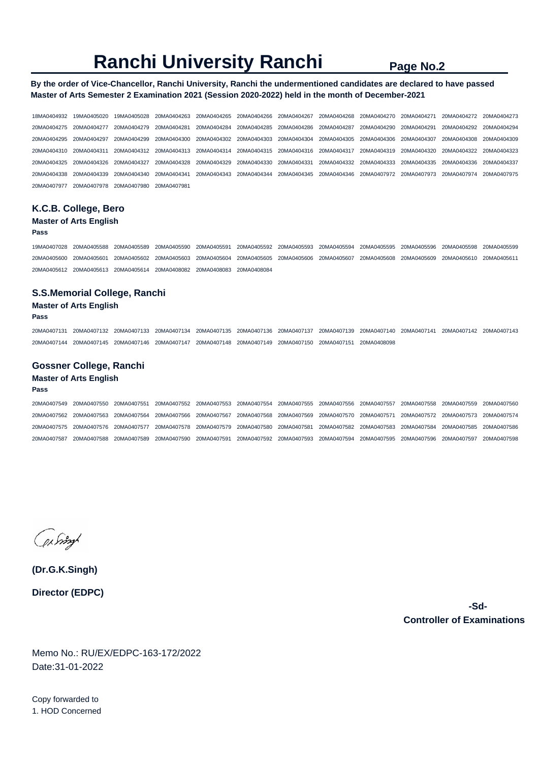# Ranchi University Ranchi

**By the order of Vice-Chancellor, Ranchi University, Ranchi the undermentioned candidates are declared to have passed Master of Arts Semester 2 Examination 2021 (Session 2020-2022) held in the month of December-2021**

18MA0404932 19MA0405020 19MA0405028 20MA0404263 20MA0404265 20MA0404266 20MA0404267 20MA0404268 20MA0404270 20MA0404271 20MA0404272 20MA0404273
20MA0404275 20MA0404277 20MA0404279 20MA0404281 20MA0404284 20MA0404285 20MA0404286 20MA0404287 20MA0404290 20MA0404291 20MA0404292 20MA0404294
20MA0404295 20MA0404297 20MA0404299 20MA0404300 20MA0404302 20MA0404303 20MA0404304 20MA0404305 20MA0404306 20MA0404307 20MA0404308 20MA0404309
20MA0404310 20MA0404311 20MA0404312 20MA0404313 20MA0404314 20MA0404315 20MA0404316 20MA0404317 20MA0404319 20MA0404320 20MA0404322 20MA0404323
20MA0404325 20MA0404326 20MA0404327 20MA0404328 20MA0404329 20MA0404330 20MA0404331 20MA0404332 20MA0404333 20MA0404335 20MA0404336 20MA0404337
20MA0404338 20MA0404339 20MA0404340 20MA0404341 20MA0404343 20MA0404344 20MA0404345 20MA0404346 20MA0407972 20MA0407973 20MA0407974 20MA0407975
20MA0407977 20MA0407978 20MA0407980 20MA0407981

## K.C.B. College, Bero

**Master of Arts English**

**Pass**

19MA0407028 20MA0405588 20MA0405589 20MA0405590 20MA0405591 20MA0405592 20MA0405593 20MA0405594 20MA0405595 20MA0405596 20MA0405598 20MA0405599
20MA0405600 20MA0405601 20MA0405602 20MA0405603 20MA0405604 20MA0405605 20MA0405606 20MA0405607 20MA0405608 20MA0405609 20MA0405610 20MA0405611
20MA0405612 20MA0405613 20MA0405614 20MA0408082 20MA0408083 20MA0408084

## S.S.Memorial College, Ranchi

**Master of Arts English**

**Pass**

20MA0407131 20MA0407132 20MA0407133 20MA0407134 20MA0407135 20MA0407136 20MA0407137 20MA0407139 20MA0407140 20MA0407141 20MA0407142 20MA0407143
20MA0407144 20MA0407145 20MA0407146 20MA0407147 20MA0407148 20MA0407149 20MA0407150 20MA0407151 20MA0408098

## Gossner College, Ranchi

**Master of Arts English**

**Pass**

20MA0407549 20MA0407550 20MA0407551 20MA0407552 20MA0407553 20MA0407554 20MA0407555 20MA0407556 20MA0407557 20MA0407558 20MA0407559 20MA0407560
20MA0407562 20MA0407563 20MA0407564 20MA0407566 20MA0407567 20MA0407568 20MA0407569 20MA0407570 20MA0407571 20MA0407572 20MA0407573 20MA0407574
20MA0407575 20MA0407576 20MA0407577 20MA0407578 20MA0407579 20MA0407580 20MA0407581 20MA0407582 20MA0407583 20MA0407584 20MA0407585 20MA0407586
20MA0407587 20MA0407588 20MA0407589 20MA0407590 20MA0407591 20MA0407592 20MA0407593 20MA0407594 20MA0407595 20MA0407596 20MA0407597 20MA0407598

**(Dr.G.K.Singh)**

**Director (EDPC)**

**-Sd-**

**Controller of Examinations**

Memo No.: RU/EX/EDPC-163-172/2022
Date:31-01-2022

Copy forwarded to
1. HOD Concerned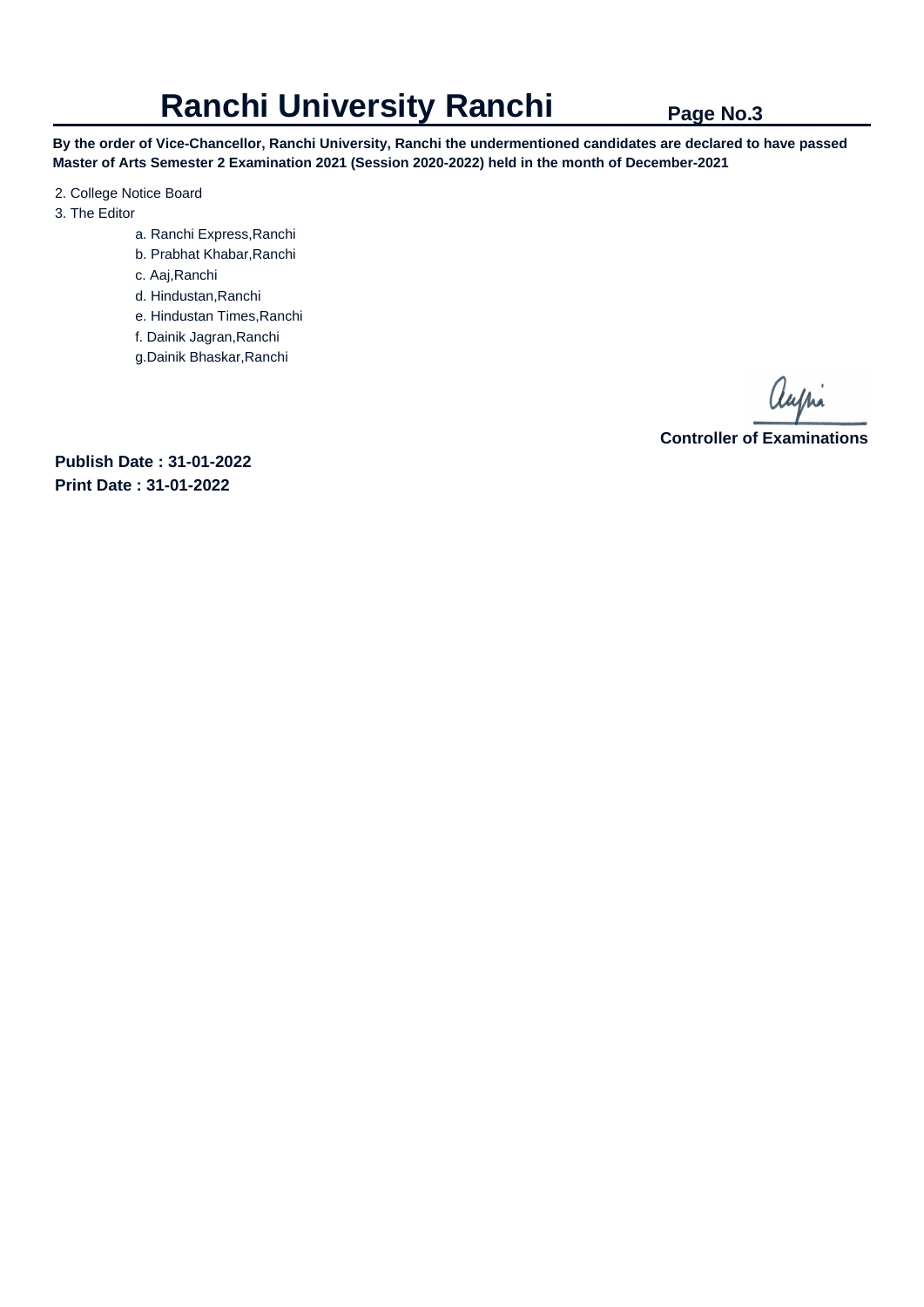# Ranchi University Ranchi

**By the order of Vice-Chancellor, Ranchi University, Ranchi the undermentioned candidates are declared to have passed Master of Arts Semester 2 Examination 2021 (Session 2020-2022) held in the month of December-2021**

2. College Notice Board
3. The Editor
    - a. Ranchi Express,Ranchi
    - b. Prabhat Khabar,Ranchi
    - c. Aaj,Ranchi
    - d. Hindustan,Ranchi
    - e. Hindustan Times,Ranchi
    - f. Dainik Jagran,Ranchi
    - g.Dainik Bhaskar,Ranchi

**Controller of Examinations**

**Publish Date : 31-01-2022**

**Print Date : 31-01-2022**